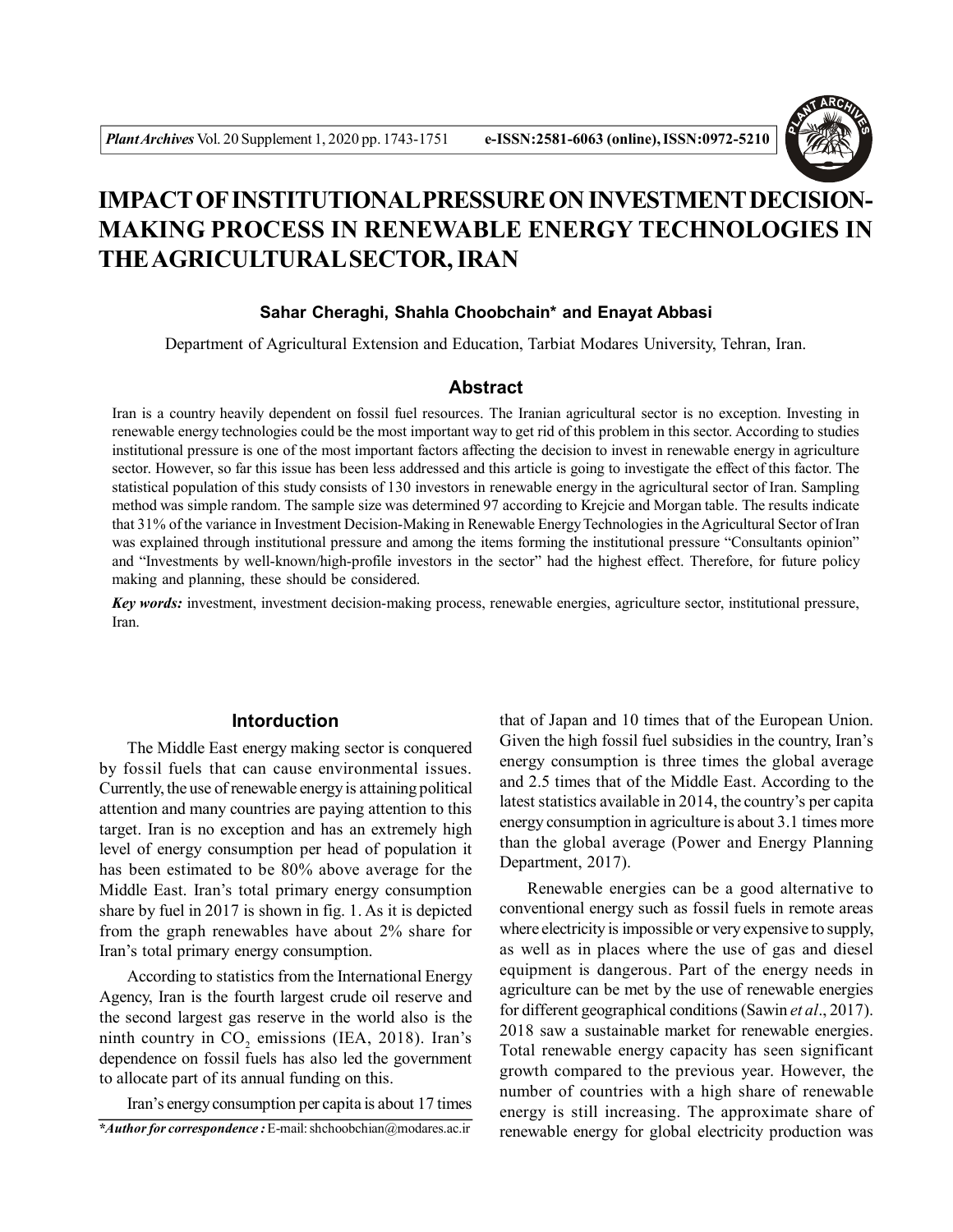# IMPACT OF INSTITUTIONAL PRESSURE ON INVESTMENT DECISION-MAKING PROCESS IN RENEWABLE ENERGY TECHNOLOGIES IN THE AGRICULTURAL SECTOR, IRAN

**Sahar Cheraghi, Shahla Choobchain* and Enayat Abbasi**

Department of Agricultural Extension and Education, Tarbiat Modares University, Tehran, Iran.

## Abstract

Iran is a country heavily dependent on fossil fuel resources. The Iranian agricultural sector is no exception. Investing in renewable energy technologies could be the most important way to get rid of this problem in this sector. According to studies institutional pressure is one of the most important factors affecting the decision to invest in renewable energy in agriculture sector. However, so far this issue has been less addressed and this article is going to investigate the effect of this factor. The statistical population of this study consists of 130 investors in renewable energy in the agricultural sector of Iran. Sampling method was simple random. The sample size was determined 97 according to Krejcie and Morgan table. The results indicate that 31% of the variance in Investment Decision-Making in Renewable Energy Technologies in the Agricultural Sector of Iran was explained through institutional pressure and among the items forming the institutional pressure "Consultants opinion" and "Investments by well-known/high-profile investors in the sector" had the highest effect. Therefore, for future policy making and planning, these should be considered.

***Key words:*** investment, investment decision-making process, renewable energies, agriculture sector, institutional pressure, Iran.

## Intorduction

The Middle East energy making sector is conquered by fossil fuels that can cause environmental issues. Currently, the use of renewable energy is attaining political attention and many countries are paying attention to this target. Iran is no exception and has an extremely high level of energy consumption per head of population it has been estimated to be 80% above average for the Middle East. Iran's total primary energy consumption share by fuel in 2017 is shown in fig. 1. As it is depicted from the graph renewables have about 2% share for Iran's total primary energy consumption.

According to statistics from the International Energy Agency, Iran is the fourth largest crude oil reserve and the second largest gas reserve in the world also is the ninth country in $CO_2$ emissions (IEA, 2018). Iran's dependence on fossil fuels has also led the government to allocate part of its annual funding on this.

Iran's energy consumption per capita is about 17 times that of Japan and 10 times that of the European Union. Given the high fossil fuel subsidies in the country, Iran's energy consumption is three times the global average and 2.5 times that of the Middle East. According to the latest statistics available in 2014, the country's per capita energy consumption in agriculture is about 3.1 times more than the global average (Power and Energy Planning Department, 2017).

Renewable energies can be a good alternative to conventional energy such as fossil fuels in remote areas where electricity is impossible or very expensive to supply, as well as in places where the use of gas and diesel equipment is dangerous. Part of the energy needs in agriculture can be met by the use of renewable energies for different geographical conditions (Sawin *et al*., 2017). 2018 saw a sustainable market for renewable energies. Total renewable energy capacity has seen significant growth compared to the previous year. However, the number of countries with a high share of renewable energy is still increasing. The approximate share of renewable energy for global electricity production was

*Author for correspondence : E-mail: shchoobchian@modares.ac.ir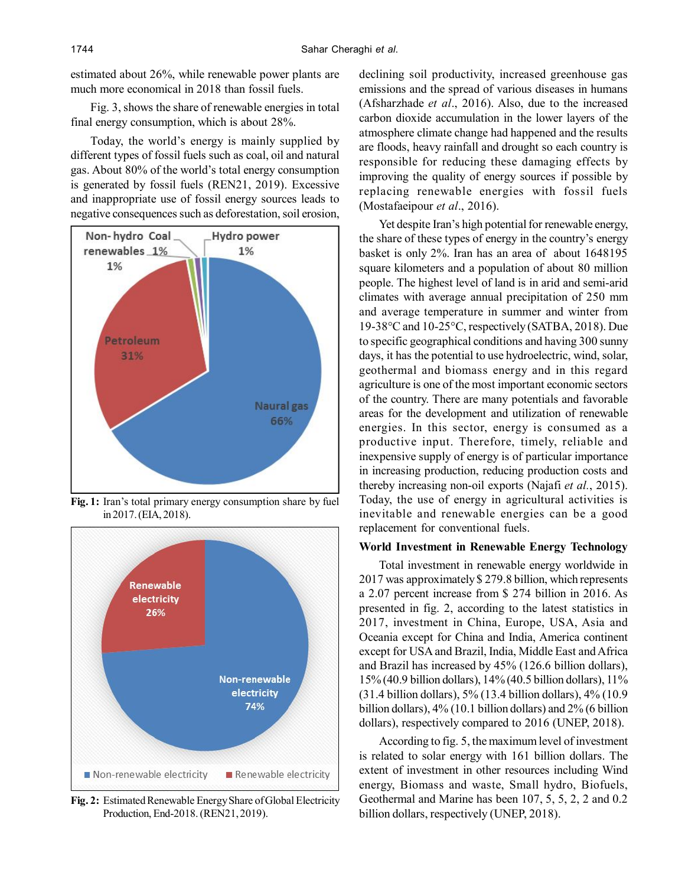estimated about 26%, while renewable power plants are much more economical in 2018 than fossil fuels.

Fig. 3, shows the share of renewable energies in total final energy consumption, which is about 28%.

Today, the world's energy is mainly supplied by different types of fossil fuels such as coal, oil and natural gas. About 80% of the world's total energy consumption is generated by fossil fuels (REN21, 2019). Excessive and inappropriate use of fossil energy sources leads to negative consequences such as deforestation, soil erosion, declining soil productivity, increased greenhouse gas emissions and the spread of various diseases in humans (Afsharzhade *et al*., 2016). Also, due to the increased carbon dioxide accumulation in the lower layers of the atmosphere climate change had happened and the results are floods, heavy rainfall and drought so each country is responsible for reducing these damaging effects by improving the quality of energy sources if possible by replacing renewable energies with fossil fuels (Mostafaeipour *et al*., 2016).

**Fig. 1:** Iran's total primary energy consumption share by fuel in 2017. (EIA, 2018).

**Fig. 2:** Estimated Renewable Energy Share of Global Electricity Production, End-2018. (REN21, 2019).

Yet despite Iran's high potential for renewable energy, the share of these types of energy in the country's energy basket is only 2%. Iran has an area of about 1648195 square kilometers and a population of about 80 million people. The highest level of land is in arid and semi-arid climates with average annual precipitation of 250 mm and average temperature in summer and winter from 19-38°C and 10-25°C, respectively (SATBA, 2018). Due to specific geographical conditions and having 300 sunny days, it has the potential to use hydroelectric, wind, solar, geothermal and biomass energy and in this regard agriculture is one of the most important economic sectors of the country. There are many potentials and favorable areas for the development and utilization of renewable energies. In this sector, energy is consumed as a productive input. Therefore, timely, reliable and inexpensive supply of energy is of particular importance in increasing production, reducing production costs and thereby increasing non-oil exports (Najafi *et al*., 2015). Today, the use of energy in agricultural activities is inevitable and renewable energies can be a good replacement for conventional fuels.

## World Investment in Renewable Energy Technology

Total investment in renewable energy worldwide in 2017 was approximately $ 279.8 billion, which represents a 2.07 percent increase from $ 274 billion in 2016. As presented in fig. 2, according to the latest statistics in 2017, investment in China, Europe, USA, Asia and Oceania except for China and India, America continent except for USA and Brazil, India, Middle East and Africa and Brazil has increased by 45% (126.6 billion dollars), 15% (40.9 billion dollars), 14% (40.5 billion dollars), 11% (31.4 billion dollars), 5% (13.4 billion dollars), 4% (10.9 billion dollars), 4% (10.1 billion dollars) and 2% (6 billion dollars), respectively compared to 2016 (UNEP, 2018).

According to fig. 5, the maximum level of investment is related to solar energy with 161 billion dollars. The extent of investment in other resources including Wind energy, Biomass and waste, Small hydro, Biofuels, Geothermal and Marine has been 107, 5, 5, 2, 2 and 0.2 billion dollars, respectively (UNEP, 2018).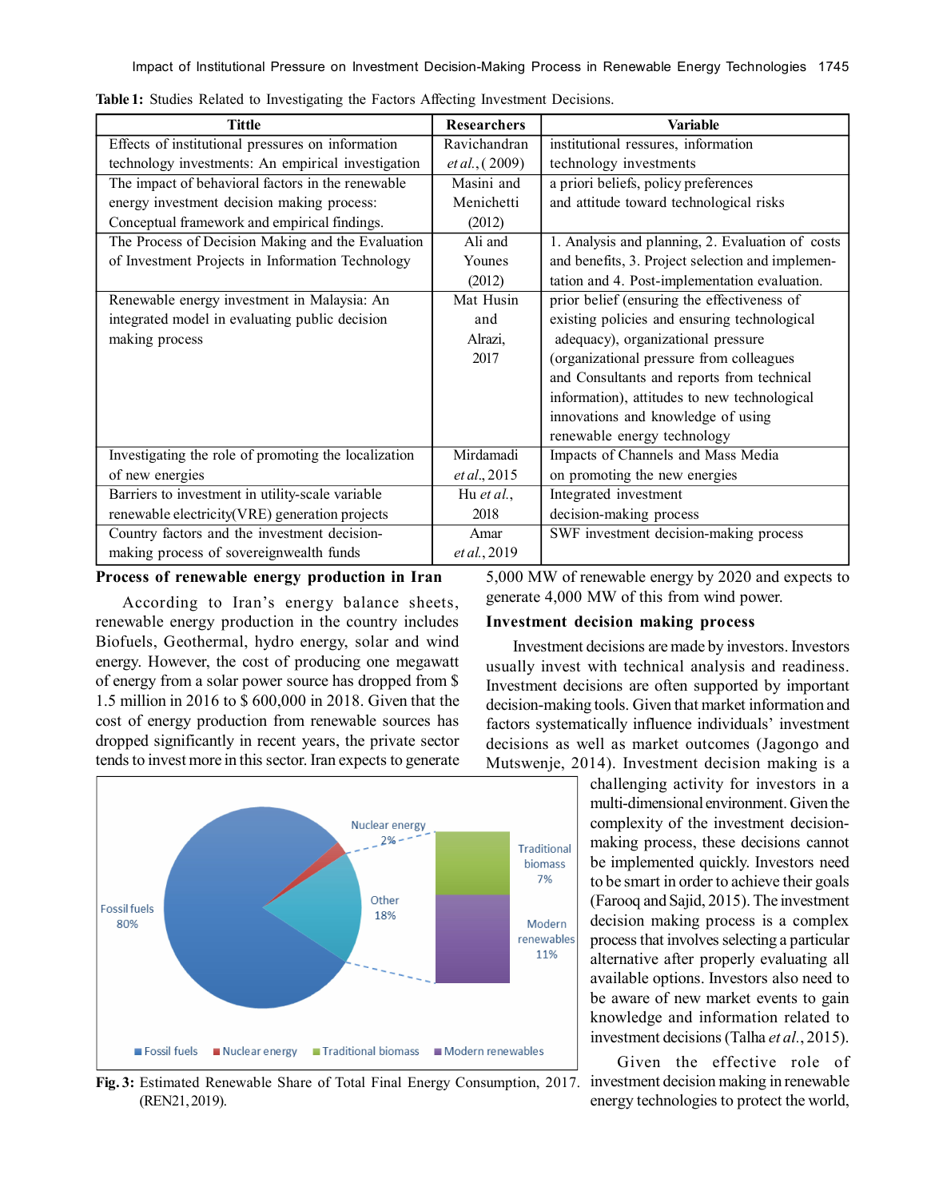**Table 1:** Studies Related to Investigating the Factors Affecting Investment Decisions.

| Tittle | Researchers | Variable |
|---|---|---|
| Effects of institutional pressures on information technology investments: An empirical investigation | Ravichandran *et al.*, ( 2009) | institutional ressures, information technology investments |
| The impact of behavioral factors in the renewable energy investment decision making process: Conceptual framework and empirical findings. | Masini and Menichetti (2012) | a priori beliefs, policy preferences and attitude toward technological risks |
| The Process of Decision Making and the Evaluation of Investment Projects in Information Technology | Ali and Younes (2012) | 1. Analysis and planning, 2. Evaluation of costs and benefits, 3. Project selection and implementation and 4. Post-implementation evaluation. |
| Renewable energy investment in Malaysia: An integrated model in evaluating public decision making process | Mat Husin and Alrazi, 2017 | prior belief (ensuring the effectiveness of existing policies and ensuring technological adequacy), organizational pressure (organizational pressure from colleagues and Consultants and reports from technical information), attitudes to new technological innovations and knowledge of using renewable energy technology |
| Investigating the role of promoting the localization of new energies | Mirdamadi *et al.*, 2015 | Impacts of Channels and Mass Media on promoting the new energies |
| Barriers to investment in utility-scale variable renewable electricity(VRE) generation projects | Hu *et al.*, 2018 | Integrated investment decision-making process |
| Country factors and the investment decision-making process of sovereignwealth funds | Amar *et al.*, 2019 | SWF investment decision-making process |

## Process of renewable energy production in Iran

According to Iran's energy balance sheets, renewable energy production in the country includes Biofuels, Geothermal, hydro energy, solar and wind energy. However, the cost of producing one megawatt of energy from a solar power source has dropped from $ 1.5 million in 2016 to $ 600,000 in 2018. Given that the cost of energy production from renewable sources has dropped significantly in recent years, the private sector tends to invest more in this sector. Iran expects to generate 5,000 MW of renewable energy by 2020 and expects to generate 4,000 MW of this from wind power.

**Fig. 3:** Estimated Renewable Share of Total Final Energy Consumption, 2017. (REN21, 2019).

## Investment decision making process

Investment decisions are made by investors. Investors usually invest with technical analysis and readiness. Investment decisions are often supported by important decision-making tools. Given that market information and factors systematically influence individuals' investment decisions as well as market outcomes (Jagongo and Mutswenje, 2014). Investment decision making is a challenging activity for investors in a multi-dimensional environment. Given the complexity of the investment decision-making process, these decisions cannot be implemented quickly. Investors need to be smart in order to achieve their goals (Farooq and Sajid, 2015). The investment decision making process is a complex process that involves selecting a particular alternative after properly evaluating all available options. Investors also need to be aware of new market events to gain knowledge and information related to investment decisions (Talha *et al.*, 2015).

Given the effective role of investment decision making in renewable energy technologies to protect the world,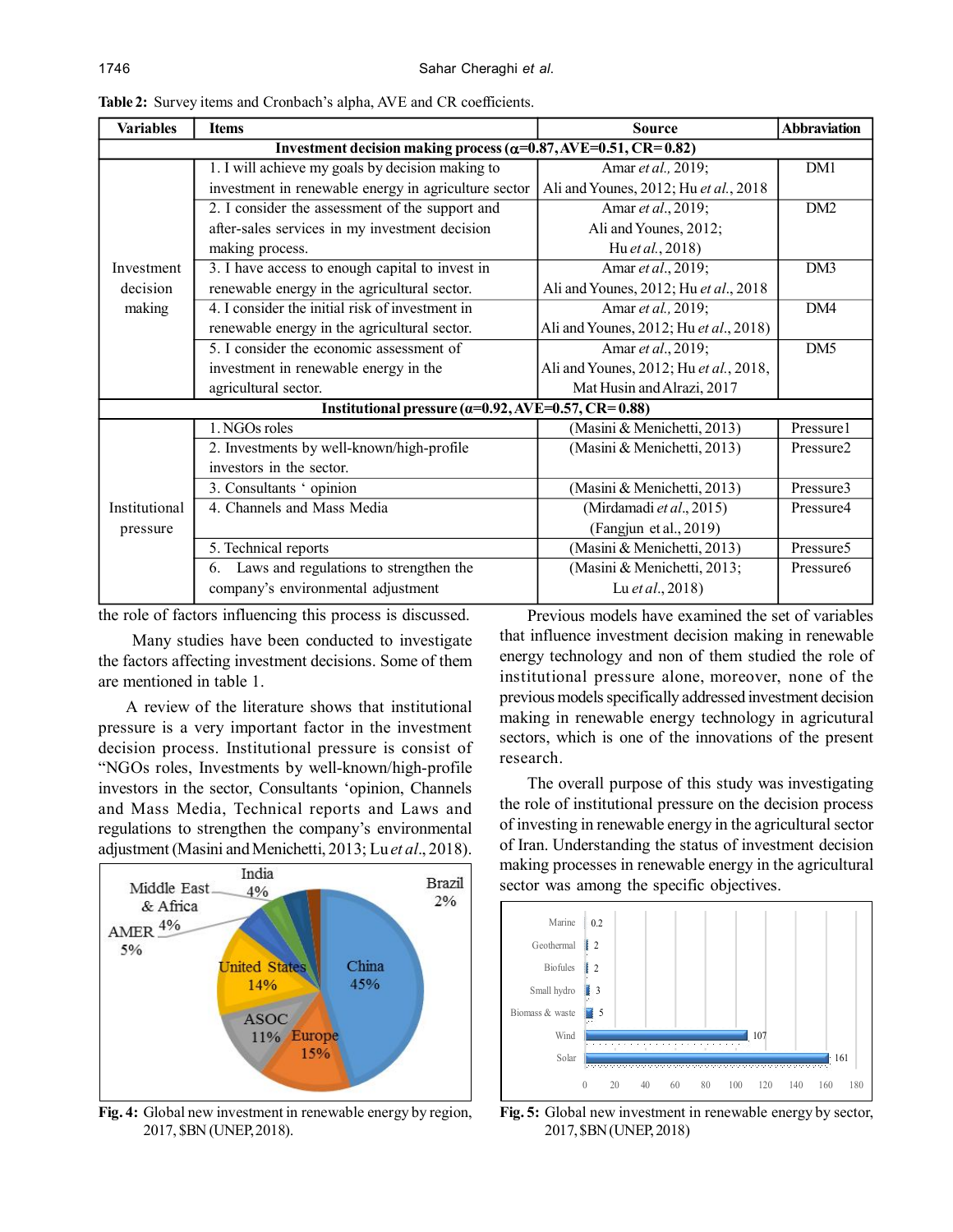**Table 2:** Survey items and Cronbach's alpha, AVE and CR coefficients.

| Variables | Items | Source | Abbreviation |
|---|---|---|---|
| **Investment decision making process ($\alpha$=0.87, AVE=0.51, CR=0.82)** | | | |
| Investment decision making | 1. I will achieve my goals by decision making to investment in renewable energy in agriculture sector | Amar *et al.,* 2019; Ali and Younes, 2012; Hu *et al.*, 2018 | DM1 |
| | 2. I consider the assessment of the support and after-sales services in my investment decision making process. | Amar *et al.*, 2019; Ali and Younes, 2012; Hu *et al.*, 2018) | DM2 |
| | 3. I have access to enough capital to invest in renewable energy in the agricultural sector. | Amar *et al.*, 2019; Ali and Younes, 2012; Hu *et al.*, 2018 | DM3 |
| | 4. I consider the initial risk of investment in renewable energy in the agricultural sector. | Amar *et al.,* 2019; Ali and Younes, 2012; Hu *et al.*, 2018) | DM4 |
| | 5. I consider the economic assessment of investment in renewable energy in the agricultural sector. | Amar *et al.*, 2019; Ali and Younes, 2012; Hu *et al.*, 2018, Mat Husin and Alrazi, 2017 | DM5 |
| **Institutional pressure ($\alpha$=0.92, AVE=0.57, CR=0.88)** | | | |
| Institutional pressure | 1. NGOs roles | (Masini & Menichetti, 2013) | Pressure1 |
| | 2. Investments by well-known/high-profile investors in the sector. | (Masini & Menichetti, 2013) | Pressure2 |
| | 3. Consultants ' opinion | (Masini & Menichetti, 2013) | Pressure3 |
| | 4. Channels and Mass Media | (Mirdamadi *et al.*, 2015) (Fangjun et al., 2019) | Pressure4 |
| | 5. Technical reports | (Masini & Menichetti, 2013) | Pressure5 |
| | 6. Laws and regulations to strengthen the company's environmental adjustment | (Masini & Menichetti, 2013; Lu *et al.*, 2018) | Pressure6 |

the role of factors influencing this process is discussed.

Many studies have been conducted to investigate the factors affecting investment decisions. Some of them are mentioned in table 1.

A review of the literature shows that institutional pressure is a very important factor in the investment decision process. Institutional pressure is consist of "NGOs roles, Investments by well-known/high-profile investors in the sector, Consultants 'opinion, Channels and Mass Media, Technical reports and Laws and regulations to strengthen the company's environmental adjustment (Masini and Menichetti, 2013; Lu *et al*., 2018).

**Fig. 4:** Global new investment in renewable energy by region, 2017, $BN (UNEP, 2018).

Previous models have examined the set of variables that influence investment decision making in renewable energy technology and non of them studied the role of institutional pressure alone, moreover, none of the previous models specifically addressed investment decision making in renewable energy technology in agricultural sectors, which is one of the innovations of the present research.

The overall purpose of this study was investigating the role of institutional pressure on the decision process of investing in renewable energy in the agricultural sector of Iran. Understanding the status of investment decision making processes in renewable energy in the agricultural sector was among the specific objectives.

**Fig. 5:** Global new investment in renewable energy by sector, 2017, $BN (UNEP, 2018)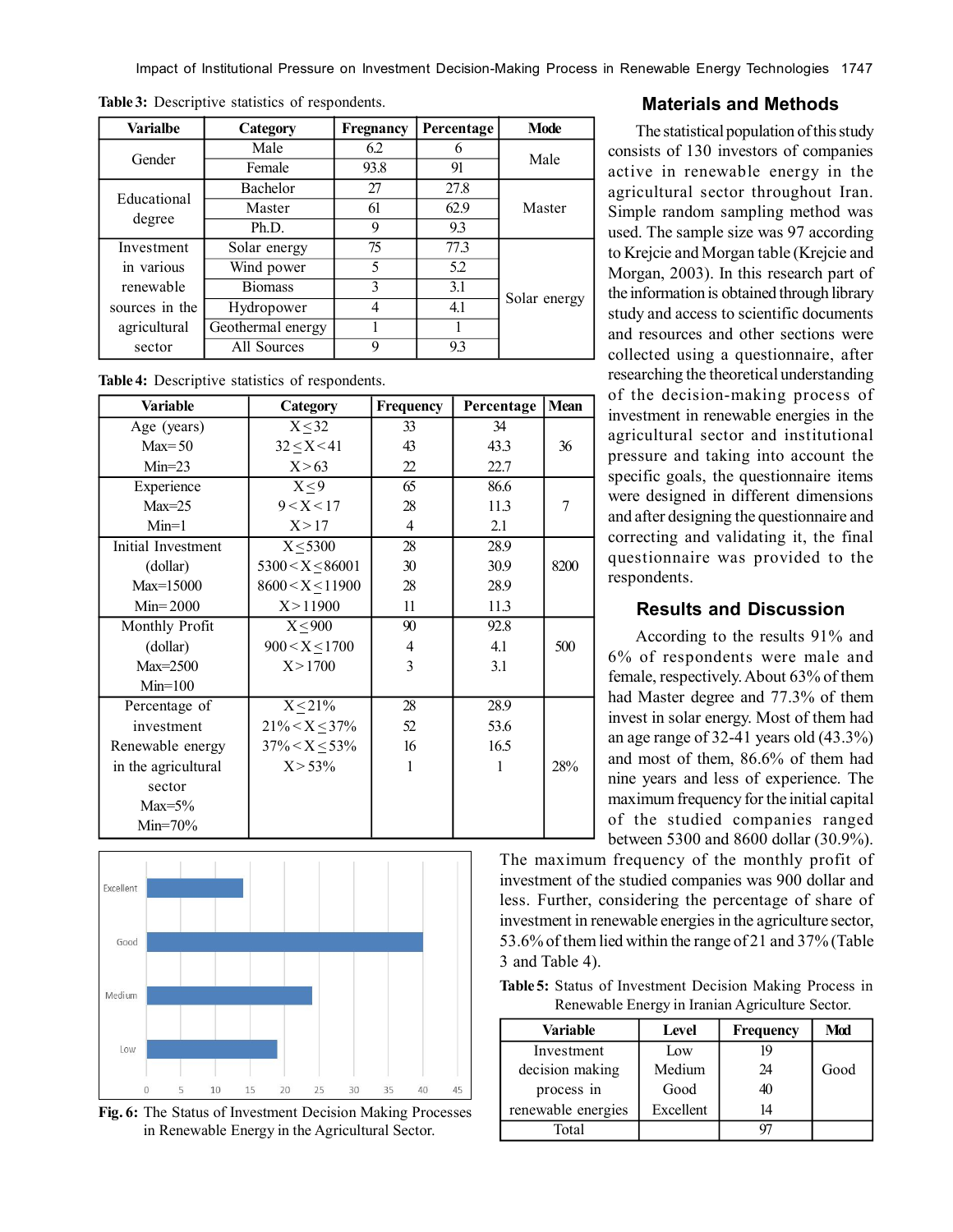**Table 3:** Descriptive statistics of respondents.

| Varialbe | Category | Fregnancy | Percentage | Mode |
|---|---|---|---|---|
| Gender | Male | 6.2 | 6 | Male |
| | Female | 93.8 | 91 | |
| Educational degree | Bachelor | 27 | 27.8 | Master |
| | Master | 61 | 62.9 | |
| | Ph.D. | 9 | 9.3 | |
| Investment in various renewable sources in the agricultural sector | Solar energy | 75 | 77.3 | Solar energy |
| | Wind power | 5 | 5.2 | |
| | Biomass | 3 | 3.1 | |
| | Hydropower | 4 | 4.1 | |
| | Geothermal energy | 1 | 1 | |
| | All Sources | 9 | 9.3 | |

**Table 4:** Descriptive statistics of respondents.

| Variable | Category | Frequency | Percentage | Mean |
|---|---|---|---|---|
| Age (years) Max=50 Min=23 | X≤32 | 33 | 34 | 36 |
| | 32≤X<41 | 43 | 43.3 | |
| | X>63 | 22 | 22.7 | |
| Experience Max=25 Min=1 | X≤9 | 65 | 86.6 | 7 |
| | 9<X<17 | 28 | 11.3 | |
| | X>17 | 4 | 2.1 | |
| Initial Investment (dollar) Max=15000 Min=2000 | X≤5300 | 28 | 28.9 | 8200 |
| | 5300<X≤86001 | 30 | 30.9 | |
| | 8600<X≤11900 | 28 | 28.9 | |
| | X>11900 | 11 | 11.3 | |
| Monthly Profit (dollar) Max=2500 Min=100 | X≤900 | 90 | 92.8 | 500 |
| | 900<X≤1700 | 4 | 4.1 | |
| | X>1700 | 3 | 3.1 | |
| Percentage of investment Renewable energy in the agricultural sector Max=5% Min=70% | X≤21% | 28 | 28.9 | 28% |
| | 21%<X≤37% | 52 | 53.6 | |
| | 37%<X≤53% | 16 | 16.5 | |
| | X>53% | 1 | 1 | |

**Fig. 6:** The Status of Investment Decision Making Processes in Renewable Energy in the Agricultural Sector.

## Materials and Methods

The statistical population of this study consists of 130 investors of companies active in renewable energy in the agricultural sector throughout Iran. Simple random sampling method was used. The sample size was 97 according to Krejcie and Morgan table (Krejcie and Morgan, 2003). In this research part of the information is obtained through library study and access to scientific documents and resources and other sections were collected using a questionnaire, after researching the theoretical understanding of the decision-making process of investment in renewable energies in the agricultural sector and institutional pressure and taking into account the specific goals, the questionnaire items were designed in different dimensions and after designing the questionnaire and correcting and validating it, the final questionnaire was provided to the respondents.

## Results and Discussion

According to the results 91% and 6% of respondents were male and female, respectively. About 63% of them had Master degree and 77.3% of them invest in solar energy. Most of them had an age range of 32-41 years old (43.3%) and most of them, 86.6% of them had nine years and less of experience. The maximum frequency for the initial capital of the studied companies ranged between 5300 and 8600 dollar (30.9%). The maximum frequency of the monthly profit of investment of the studied companies was 900 dollar and less. Further, considering the percentage of share of investment in renewable energies in the agriculture sector, 53.6% of them lied within the range of 21 and 37% (Table 3 and Table 4).

**Table 5:** Status of Investment Decision Making Process in Renewable Energy in Iranian Agriculture Sector.

| Variable | Level | Frequency | Mod |
|---|---|---|---|
| Investment decision making process in renewable energies | Low | 19 | Good |
| | Medium | 24 | |
| | Good | 40 | |
| | Excellent | 14 | |
| Total | | 97 | |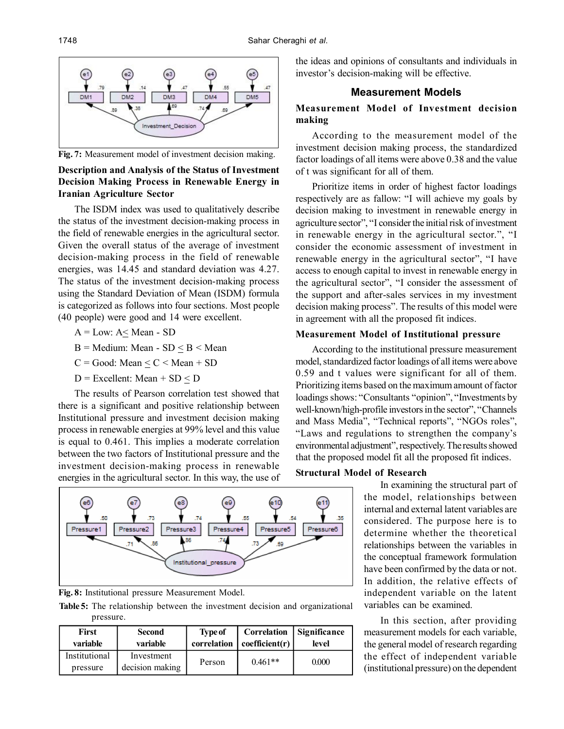Fig. 7: Measurement model of investment decision making.

**Description and Analysis of the Status of Investment Decision Making Process in Renewable Energy in Iranian Agriculture Sector**

The ISDM index was used to qualitatively describe the status of the investment decision-making process in the field of renewable energies in the agricultural sector. Given the overall status of the average of investment decision-making process in the field of renewable energies, was 14.45 and standard deviation was 4.27. The status of the investment decision-making process using the Standard Deviation of Mean (ISDM) formula is categorized as follows into four sections. Most people (40 people) were good and 14 were excellent.

A = Low: A ≤ Mean - SD

B = Medium: Mean - SD ≤ B < Mean

C = Good: Mean ≤ C < Mean + SD

D = Excellent: Mean + SD ≤ D

The results of Pearson correlation test showed that there is a significant and positive relationship between Institutional pressure and investment decision making process in renewable energies at 99% level and this value is equal to 0.461. This implies a moderate correlation between the two factors of Institutional pressure and the investment decision-making process in renewable energies in the agricultural sector. In this way, the use of the ideas and opinions of consultants and individuals in investor's decision-making will be effective.

Fig. 8: Institutional pressure Measurement Model.

**Table 5:** The relationship between the investment decision and organizational pressure.

| First variable | Second variable | Type of correlation | Correlation coefficient(r) | Significance level |
|---|---|---|---|---|
| Institutional pressure | Investment decision making | Person | 0.461** | 0.000 |

## Measurement Models

### Measurement Model of Investment decision making

According to the measurement model of the investment decision making process, the standardized factor loadings of all items were above 0.38 and the value of t was significant for all of them.

Prioritize items in order of highest factor loadings respectively are as fallow: "I will achieve my goals by decision making to investment in renewable energy in agriculture sector", "I consider the initial risk of investment in renewable energy in the agricultural sector.", "I consider the economic assessment of investment in renewable energy in the agricultural sector", "I have access to enough capital to invest in renewable energy in the agricultural sector", "I consider the assessment of the support and after-sales services in my investment decision making process". The results of this model were in agreement with all the proposed fit indices.

### Measurement Model of Institutional pressure

According to the institutional pressure measurement model, standardized factor loadings of all items were above 0.59 and t values were significant for all of them. Prioritizing items based on the maximum amount of factor loadings shows: "Consultants "opinion", "Investments by well-known/high-profile investors in the sector", "Channels and Mass Media", "Technical reports", "NGOs roles", "Laws and regulations to strengthen the company's environmental adjustment", respectively. The results showed that the proposed model fit all the proposed fit indices.

### Structural Model of Research

In examining the structural part of the model, relationships between internal and external latent variables are considered. The purpose here is to determine whether the theoretical relationships between the variables in the conceptual framework formulation have been confirmed by the data or not. In addition, the relative effects of independent variable on the latent variables can be examined.

In this section, after providing measurement models for each variable, the general model of research regarding the effect of independent variable (institutional pressure) on the dependent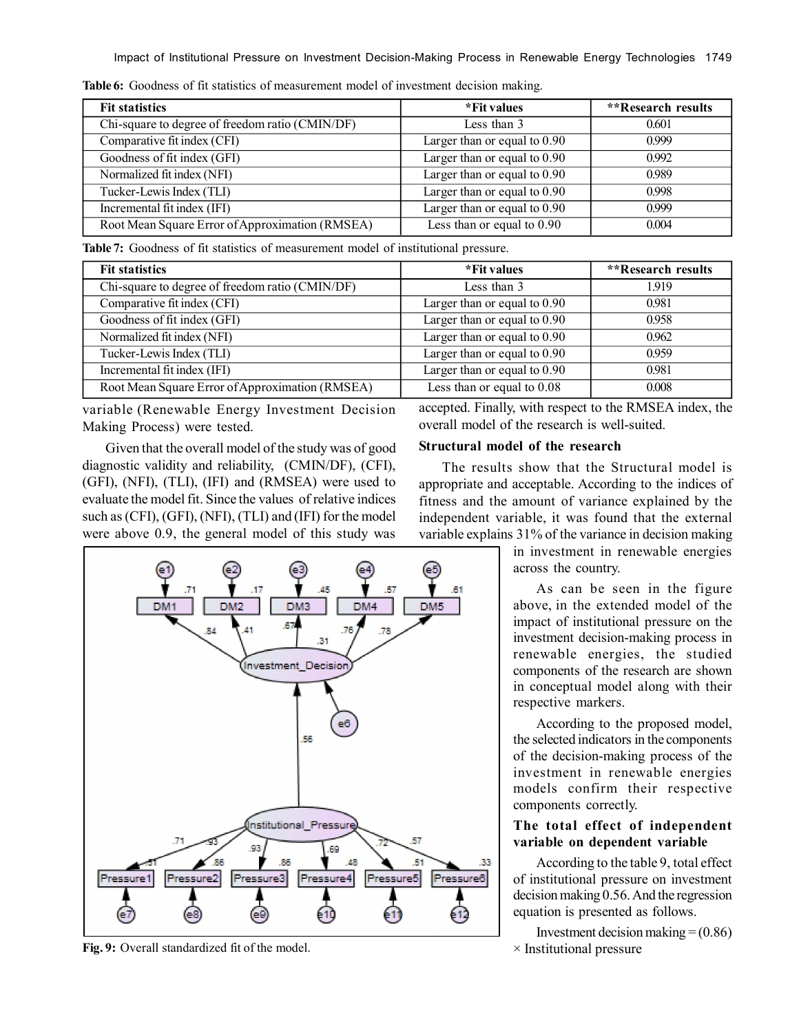**Table 6:** Goodness of fit statistics of measurement model of investment decision making.

| Fit statistics | *Fit values | **Research results |
|---|---|---|
| Chi-square to degree of freedom ratio (CMIN/DF) | Less than 3 | 0.601 |
| Comparative fit index (CFI) | Larger than or equal to 0.90 | 0.999 |
| Goodness of fit index (GFI) | Larger than or equal to 0.90 | 0.992 |
| Normalized fit index (NFI) | Larger than or equal to 0.90 | 0.989 |
| Tucker-Lewis Index (TLI) | Larger than or equal to 0.90 | 0.998 |
| Incremental fit index (IFI) | Larger than or equal to 0.90 | 0.999 |
| Root Mean Square Error of Approximation (RMSEA) | Less than or equal to 0.90 | 0.004 |

**Table 7:** Goodness of fit statistics of measurement model of institutional pressure.

| Fit statistics | *Fit values | **Research results |
|---|---|---|
| Chi-square to degree of freedom ratio (CMIN/DF) | Less than 3 | 1.919 |
| Comparative fit index (CFI) | Larger than or equal to 0.90 | 0.981 |
| Goodness of fit index (GFI) | Larger than or equal to 0.90 | 0.958 |
| Normalized fit index (NFI) | Larger than or equal to 0.90 | 0.962 |
| Tucker-Lewis Index (TLI) | Larger than or equal to 0.90 | 0.959 |
| Incremental fit index (IFI) | Larger than or equal to 0.90 | 0.981 |
| Root Mean Square Error of Approximation (RMSEA) | Less than or equal to 0.08 | 0.008 |

variable (Renewable Energy Investment Decision Making Process) were tested.

Given that the overall model of the study was of good diagnostic validity and reliability, (CMIN/DF), (CFI), (GFI), (NFI), (TLI), (IFI) and (RMSEA) were used to evaluate the model fit. Since the values of relative indices such as (CFI), (GFI), (NFI), (TLI) and (IFI) for the model were above 0.9, the general model of this study was accepted. Finally, with respect to the RMSEA index, the overall model of the research is well-suited.

**Fig. 9:** Overall standardized fit of the model.

### Structural model of the research

The results show that the Structural model is appropriate and acceptable. According to the indices of fitness and the amount of variance explained by the independent variable, it was found that the external variable explains 31% of the variance in decision making in investment in renewable energies across the country.

As can be seen in the figure above, in the extended model of the impact of institutional pressure on the investment decision-making process in renewable energies, the studied components of the research are shown in conceptual model along with their respective markers.

According to the proposed model, the selected indicators in the components of the decision-making process of the investment in renewable energies models confirm their respective components correctly.

### The total effect of independent variable on dependent variable

According to the table 9, total effect of institutional pressure on investment decision making 0.56. And the regression equation is presented as follows.

Investment decision making = (0.86) × Institutional pressure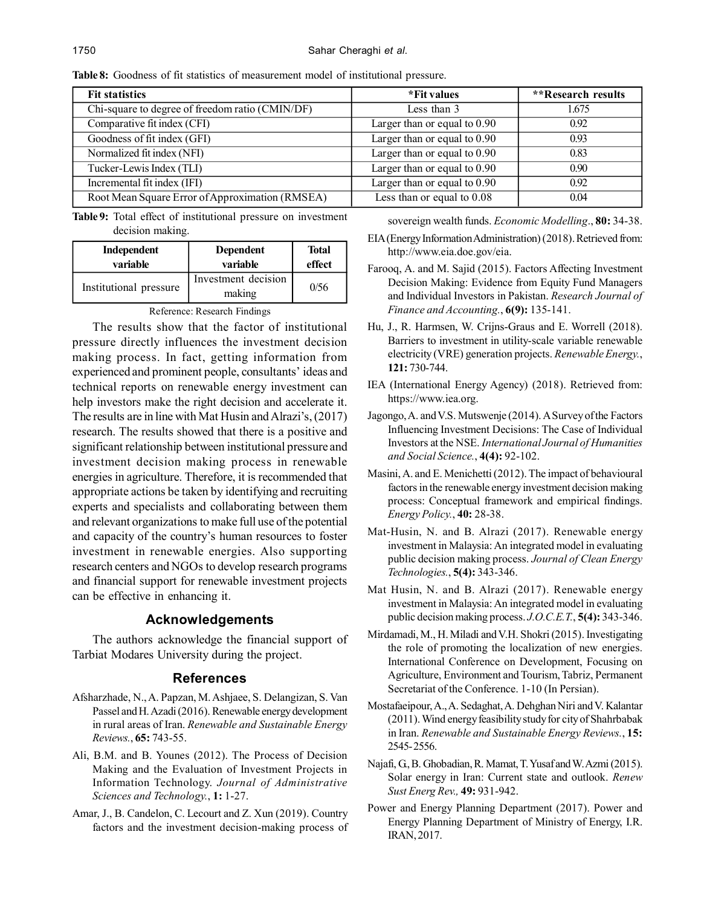**Table 8:** Goodness of fit statistics of measurement model of institutional pressure.

| Fit statistics | *Fit values | **Research results |
|---|---|---|
| Chi-square to degree of freedom ratio (CMIN/DF) | Less than 3 | 1.675 |
| Comparative fit index (CFI) | Larger than or equal to 0.90 | 0.92 |
| Goodness of fit index (GFI) | Larger than or equal to 0.90 | 0.93 |
| Normalized fit index (NFI) | Larger than or equal to 0.90 | 0.83 |
| Tucker-Lewis Index (TLI) | Larger than or equal to 0.90 | 0.90 |
| Incremental fit index (IFI) | Larger than or equal to 0.90 | 0.92 |
| Root Mean Square Error of Approximation (RMSEA) | Less than or equal to 0.08 | 0.04 |

**Table 9:** Total effect of institutional pressure on investment decision making.

| Independent variable | Dependent variable | Total effect |
|---|---|---|
| Institutional pressure | Investment decision making | 0/56 |

Reference: Research Findings

The results show that the factor of institutional pressure directly influences the investment decision making process. In fact, getting information from experienced and prominent people, consultants' ideas and technical reports on renewable energy investment can help investors make the right decision and accelerate it. The results are in line with Mat Husin and Alrazi's, (2017) research. The results showed that there is a positive and significant relationship between institutional pressure and investment decision making process in renewable energies in agriculture. Therefore, it is recommended that appropriate actions be taken by identifying and recruiting experts and specialists and collaborating between them and relevant organizations to make full use of the potential and capacity of the country's human resources to foster investment in renewable energies. Also supporting research centers and NGOs to develop research programs and financial support for renewable investment projects can be effective in enhancing it.

## Acknowledgements

The authors acknowledge the financial support of Tarbiat Modares University during the project.

## References

Afsharzhade, N., A. Papzan, M. Ashjaee, S. Delangizan, S. Van Passel and H. Azadi (2016). Renewable energy development in rural areas of Iran. *Renewable and Sustainable Energy Reviews.*, **65:** 743-55.

Ali, B.M. and B. Younes (2012). The Process of Decision Making and the Evaluation of Investment Projects in Information Technology. *Journal of Administrative Sciences and Technology.*, **1:** 1-27.

Amar, J., B. Candelon, C. Lecourt and Z. Xun (2019). Country factors and the investment decision-making process of sovereign wealth funds. *Economic Modelling.*, **80:** 34-38.

EIA (Energy Information Administration) (2018). Retrieved from: http://www.eia.doe.gov/eia.

Farooq, A. and M. Sajid (2015). Factors Affecting Investment Decision Making: Evidence from Equity Fund Managers and Individual Investors in Pakistan. *Research Journal of Finance and Accounting.*, **6(9):** 135-141.

Hu, J., R. Harmsen, W. Crijns-Graus and E. Worrell (2018). Barriers to investment in utility-scale variable renewable electricity (VRE) generation projects. *Renewable Energy.*, **121:** 730-744.

IEA (International Energy Agency) (2018). Retrieved from: https://www.iea.org.

Jagongo, A. and V.S. Mutswenje (2014). A Survey of the Factors Influencing Investment Decisions: The Case of Individual Investors at the NSE. *International Journal of Humanities and Social Science.*, **4(4):** 92-102.

Masini, A. and E. Menichetti (2012). The impact of behavioural factors in the renewable energy investment decision making process: Conceptual framework and empirical findings. *Energy Policy.*, **40:** 28-38.

Mat-Husin, N. and B. Alrazi (2017). Renewable energy investment in Malaysia: An integrated model in evaluating public decision making process. *Journal of Clean Energy Technologies.*, **5(4):** 343-346.

Mat Husin, N. and B. Alrazi (2017). Renewable energy investment in Malaysia: An integrated model in evaluating public decision making process. *J.O.C.E.T.*, **5(4):** 343-346.

Mirdamadi, M., H. Miladi and V.H. Shokri (2015). Investigating the role of promoting the localization of new energies. International Conference on Development, Focusing on Agriculture, Environment and Tourism, Tabriz, Permanent Secretariat of the Conference. 1-10 (In Persian).

Mostafaeipour, A., A. Sedaghat, A. Dehghan Niri and V. Kalantar (2011). Wind energy feasibility study for city of Shahrbabak in Iran. *Renewable and Sustainable Energy Reviews.*, **15:** 2545-2556.

Najafi, G., B. Ghobadian, R. Mamat, T. Yusaf and W. Azmi (2015). Solar energy in Iran: Current state and outlook. *Renew Sust Energ Rev.,* **49:** 931-942.

Power and Energy Planning Department (2017). Power and Energy Planning Department of Ministry of Energy, I.R. IRAN, 2017.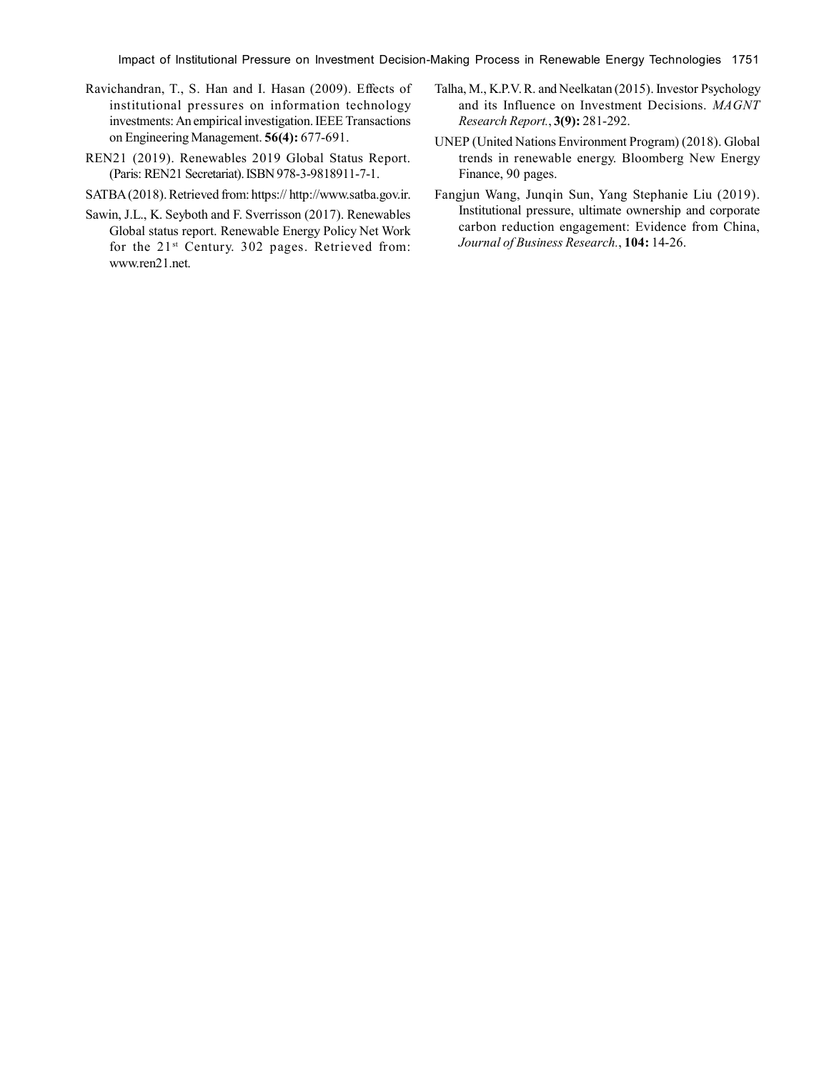Ravichandran, T., S. Han and I. Hasan (2009). Effects of institutional pressures on information technology investments: An empirical investigation. IEEE Transactions on Engineering Management. **56(4):** 677-691.

REN21 (2019). Renewables 2019 Global Status Report. (Paris: REN21 Secretariat). ISBN 978-3-9818911-7-1.

SATBA (2018). Retrieved from: https:// http://www.satba.gov.ir.

Sawin, J.L., K. Seyboth and F. Sverrisson (2017). Renewables Global status report. Renewable Energy Policy Net Work for the 21st Century. 302 pages. Retrieved from: www.ren21.net.

Talha, M., K.P.V. R. and Neelkatan (2015). Investor Psychology and its Influence on Investment Decisions. *MAGNT Research Report.*, **3(9):** 281-292.

UNEP (United Nations Environment Program) (2018). Global trends in renewable energy. Bloomberg New Energy Finance, 90 pages.

Fangjun Wang, Junqin Sun, Yang Stephanie Liu (2019). Institutional pressure, ultimate ownership and corporate carbon reduction engagement: Evidence from China, *Journal of Business Research.*, **104:** 14-26.